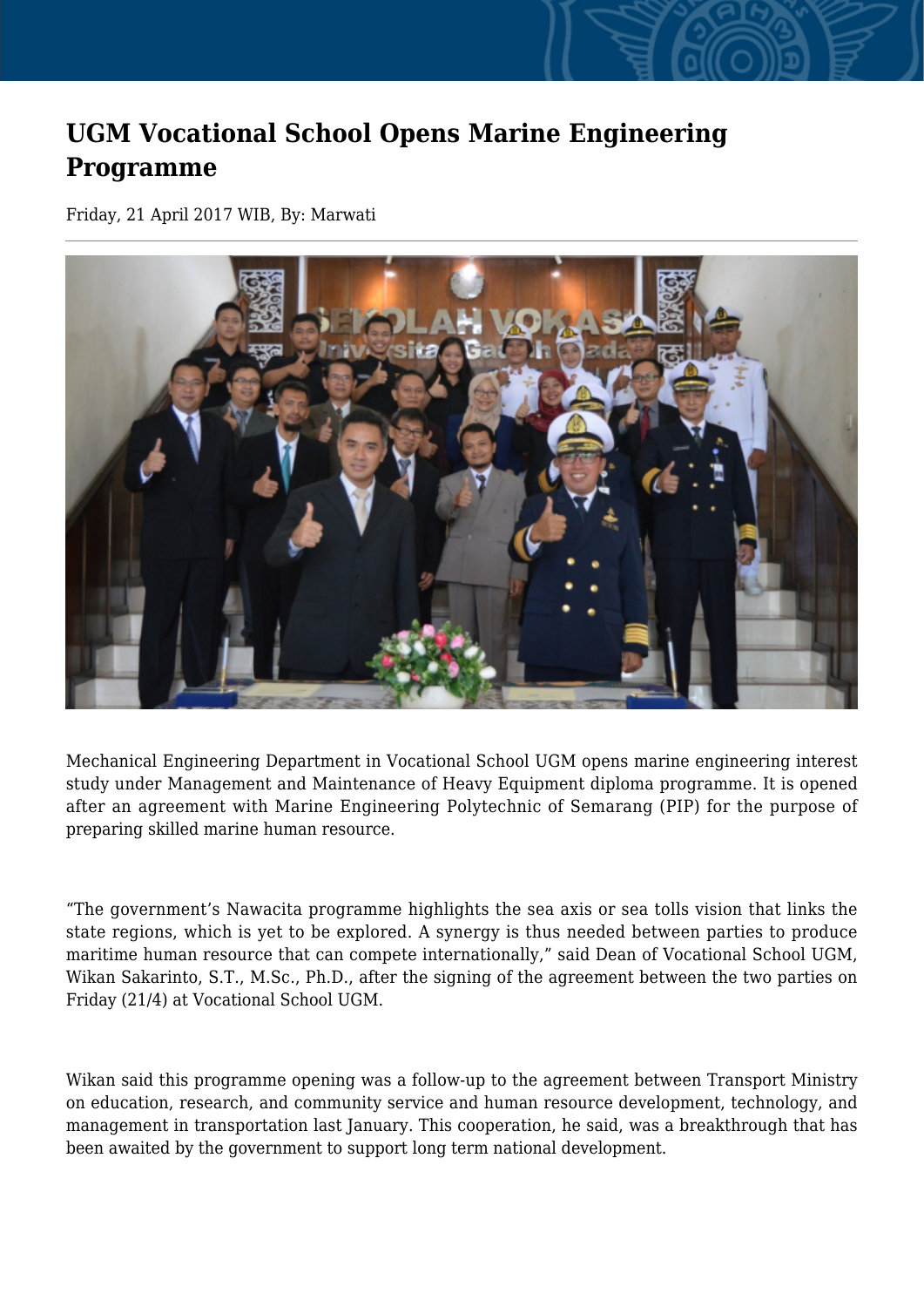# UGM Vocational School Opens Marine Engineering Programme

Friday, 21 April 2017 WIB, By: Marwati

Mechanical Engineering Department in Vocational School UGM opens marine engineering interest study under Management and Maintenance of Heavy Equipment diploma programme. It is opened after an agreement with Marine Engineering Polytechnic of Semarang (PIP) for the purpose of preparing skilled marine human resource.

"The government's Nawacita programme highlights the sea axis or sea tolls vision that links the state regions, which is yet to be explored. A synergy is thus needed between parties to produce maritime human resource that can compete internationally," said Dean of Vocational School UGM, Wikan Sakarinto, S.T., M.Sc., Ph.D., after the signing of the agreement between the two parties on Friday (21/4) at Vocational School UGM.

Wikan said this programme opening was a follow-up to the agreement between Transport Ministry on education, research, and community service and human resource development, technology, and management in transportation last January. This cooperation, he said, was a breakthrough that has been awaited by the government to support long term national development.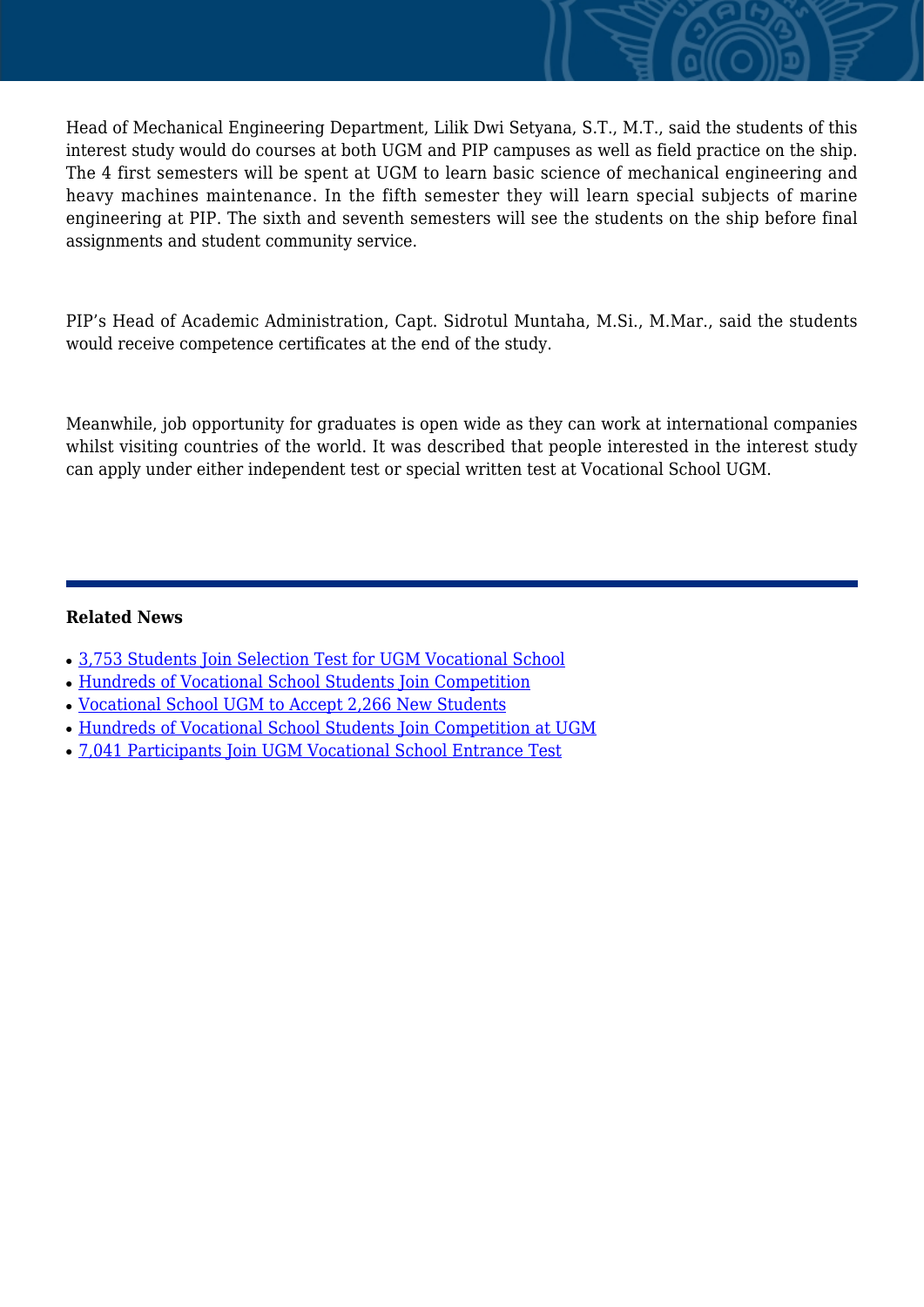Head of Mechanical Engineering Department, Lilik Dwi Setyana, S.T., M.T., said the students of this interest study would do courses at both UGM and PIP campuses as well as field practice on the ship. The 4 first semesters will be spent at UGM to learn basic science of mechanical engineering and heavy machines maintenance. In the fifth semester they will learn special subjects of marine engineering at PIP. The sixth and seventh semesters will see the students on the ship before final assignments and student community service.

PIP's Head of Academic Administration, Capt. Sidrotul Muntaha, M.Si., M.Mar., said the students would receive competence certificates at the end of the study.

Meanwhile, job opportunity for graduates is open wide as they can work at international companies whilst visiting countries of the world. It was described that people interested in the interest study can apply under either independent test or special written test at Vocational School UGM.

---

**Related News**

- 3,753 Students Join Selection Test for UGM Vocational School
- Hundreds of Vocational School Students Join Competition
- Vocational School UGM to Accept 2,266 New Students
- Hundreds of Vocational School Students Join Competition at UGM
- 7,041 Participants Join UGM Vocational School Entrance Test